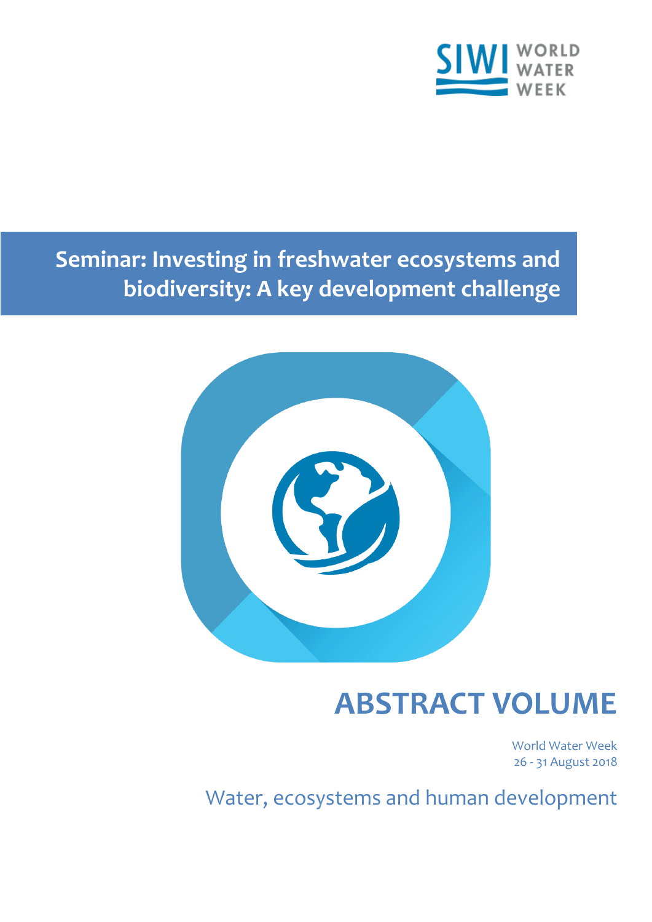SIWI WORLD WATER WEEK

# Seminar: Investing in freshwater ecosystems and biodiversity: A key development challenge

# ABSTRACT VOLUME

World Water Week
26 - 31 August 2018

Water, ecosystems and human development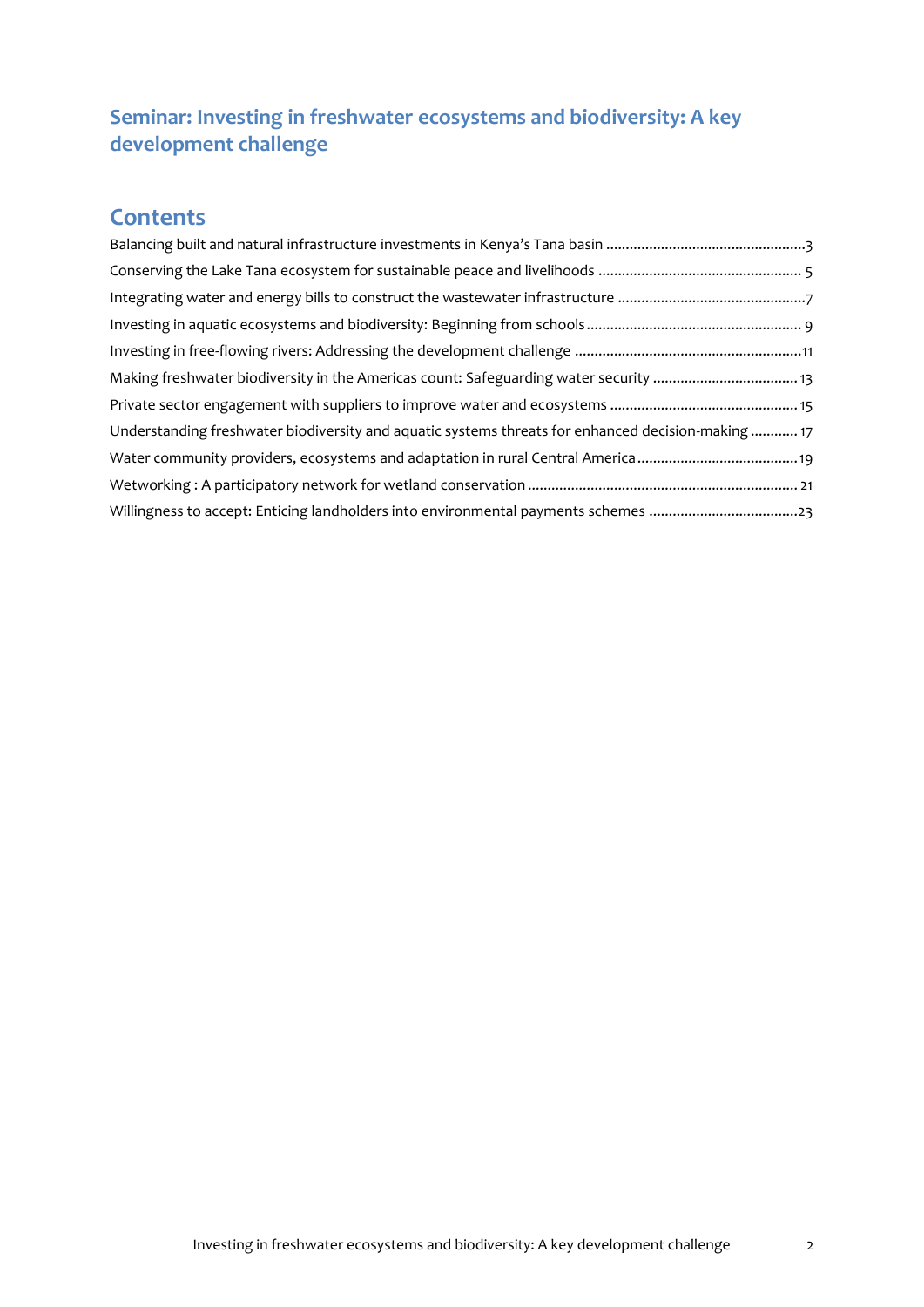# Seminar: Investing in freshwater ecosystems and biodiversity: A key development challenge

## Contents

Balancing built and natural infrastructure investments in Kenya's Tana basin ....................................................3

Conserving the Lake Tana ecosystem for sustainable peace and livelihoods ...................................................... 5

Integrating water and energy bills to construct the wastewater infrastructure ..................................................7

Investing in aquatic ecosystems and biodiversity: Beginning from schools........................................................ 9

Investing in free-flowing rivers: Addressing the development challenge ...........................................................11

Making freshwater biodiversity in the Americas count: Safeguarding water security ...................................... 13

Private sector engagement with suppliers to improve water and ecosystems ................................................. 15

Understanding freshwater biodiversity and aquatic systems threats for enhanced decision-making ............ 17

Water community providers, ecosystems and adaptation in rural Central America.......................................... 19

Wetworking : A participatory network for wetland conservation ..................................................................... 21

Willingness to accept: Enticing landholders into environmental payments schemes .......................................23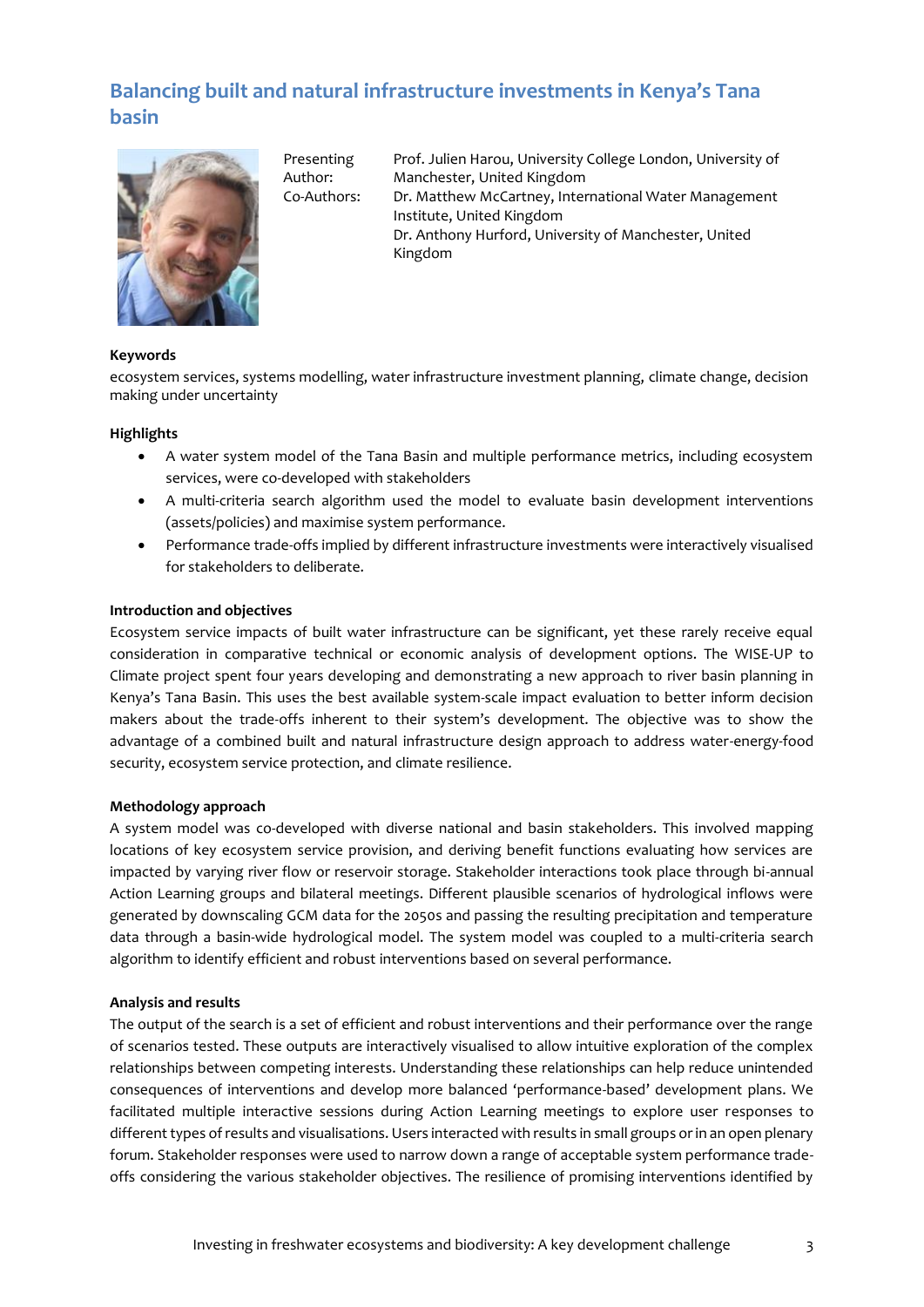## Balancing built and natural infrastructure investments in Kenya's Tana basin

Presenting Author: Prof. Julien Harou, University College London, University of Manchester, United Kingdom

Co-Authors: Dr. Matthew McCartney, International Water Management Institute, United Kingdom
Dr. Anthony Hurford, University of Manchester, United Kingdom

**Keywords**

ecosystem services, systems modelling, water infrastructure investment planning, climate change, decision making under uncertainty

**Highlights**

- A water system model of the Tana Basin and multiple performance metrics, including ecosystem services, were co-developed with stakeholders
- A multi-criteria search algorithm used the model to evaluate basin development interventions (assets/policies) and maximise system performance.
- Performance trade-offs implied by different infrastructure investments were interactively visualised for stakeholders to deliberate.

**Introduction and objectives**

Ecosystem service impacts of built water infrastructure can be significant, yet these rarely receive equal consideration in comparative technical or economic analysis of development options. The WISE-UP to Climate project spent four years developing and demonstrating a new approach to river basin planning in Kenya's Tana Basin. This uses the best available system-scale impact evaluation to better inform decision makers about the trade-offs inherent to their system's development. The objective was to show the advantage of a combined built and natural infrastructure design approach to address water-energy-food security, ecosystem service protection, and climate resilience.

**Methodology approach**

A system model was co-developed with diverse national and basin stakeholders. This involved mapping locations of key ecosystem service provision, and deriving benefit functions evaluating how services are impacted by varying river flow or reservoir storage. Stakeholder interactions took place through bi-annual Action Learning groups and bilateral meetings. Different plausible scenarios of hydrological inflows were generated by downscaling GCM data for the 2050s and passing the resulting precipitation and temperature data through a basin-wide hydrological model. The system model was coupled to a multi-criteria search algorithm to identify efficient and robust interventions based on several performance.

**Analysis and results**

The output of the search is a set of efficient and robust interventions and their performance over the range of scenarios tested. These outputs are interactively visualised to allow intuitive exploration of the complex relationships between competing interests. Understanding these relationships can help reduce unintended consequences of interventions and develop more balanced 'performance-based' development plans. We facilitated multiple interactive sessions during Action Learning meetings to explore user responses to different types of results and visualisations. Users interacted with results in small groups or in an open plenary forum. Stakeholder responses were used to narrow down a range of acceptable system performance trade-offs considering the various stakeholder objectives. The resilience of promising interventions identified by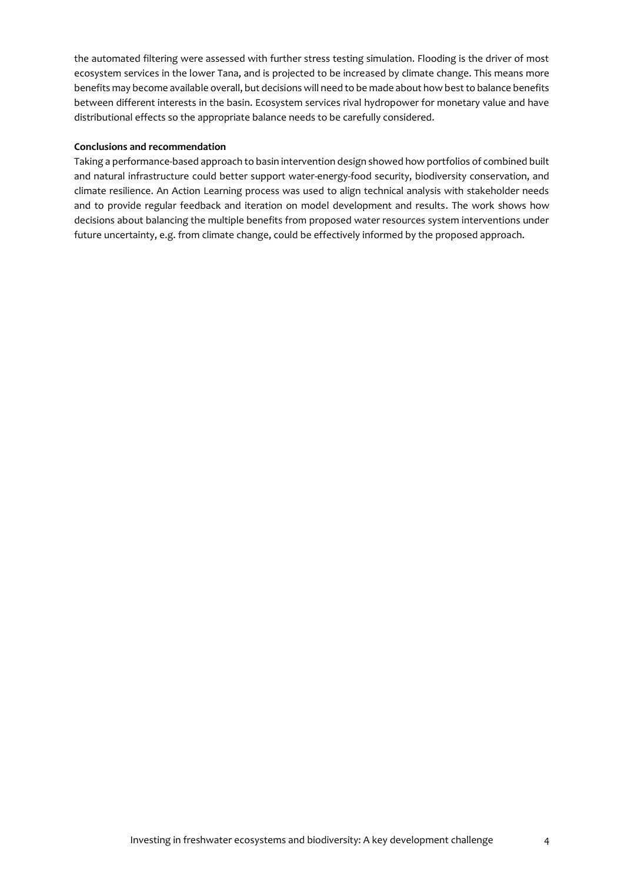the automated filtering were assessed with further stress testing simulation. Flooding is the driver of most ecosystem services in the lower Tana, and is projected to be increased by climate change. This means more benefits may become available overall, but decisions will need to be made about how best to balance benefits between different interests in the basin. Ecosystem services rival hydropower for monetary value and have distributional effects so the appropriate balance needs to be carefully considered.

**Conclusions and recommendation**

Taking a performance-based approach to basin intervention design showed how portfolios of combined built and natural infrastructure could better support water-energy-food security, biodiversity conservation, and climate resilience. An Action Learning process was used to align technical analysis with stakeholder needs and to provide regular feedback and iteration on model development and results. The work shows how decisions about balancing the multiple benefits from proposed water resources system interventions under future uncertainty, e.g. from climate change, could be effectively informed by the proposed approach.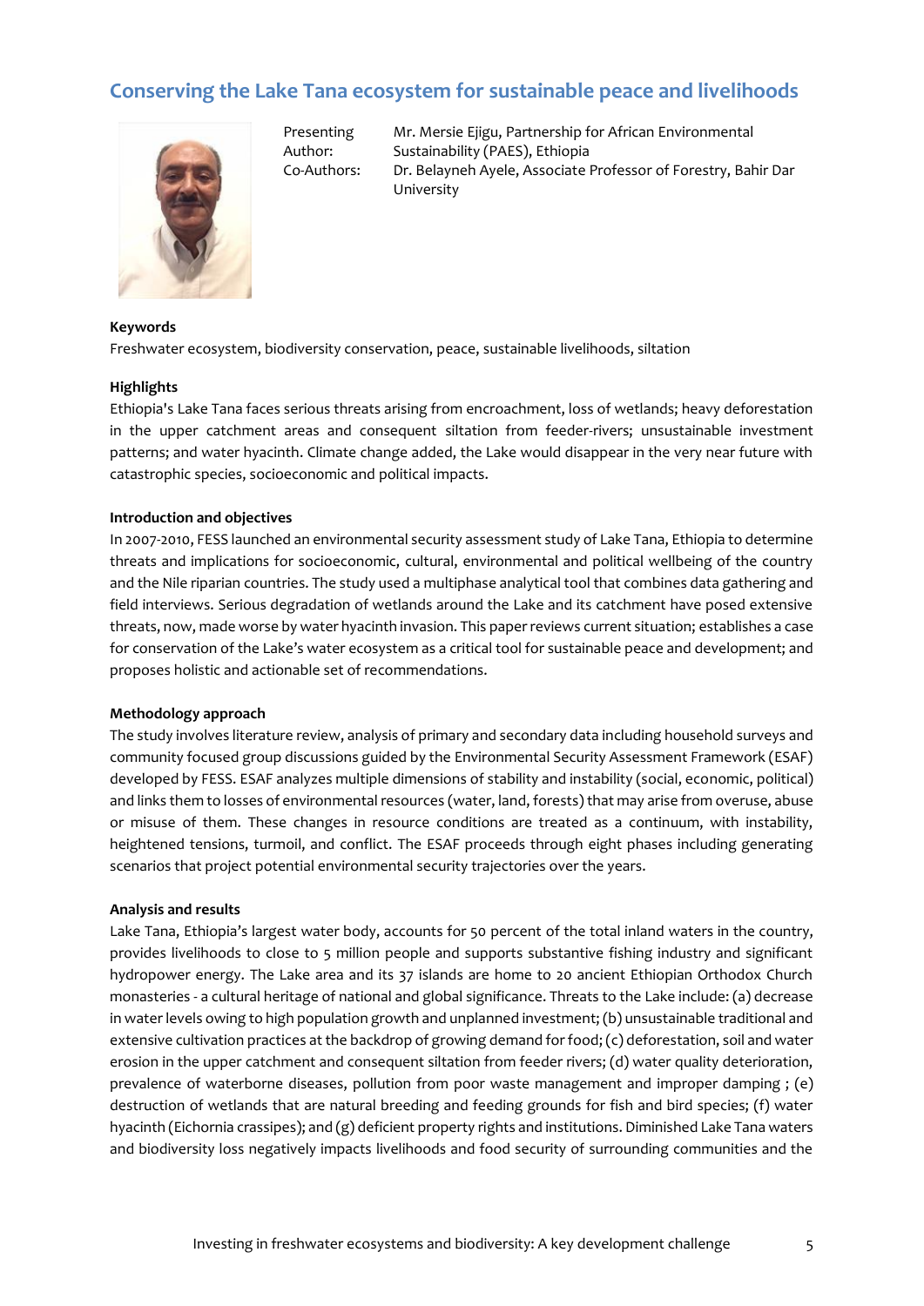## Conserving the Lake Tana ecosystem for sustainable peace and livelihoods

Presenting Author: Mr. Mersie Ejigu, Partnership for African Environmental Sustainability (PAES), Ethiopia

Co-Authors: Dr. Belayneh Ayele, Associate Professor of Forestry, Bahir Dar University

**Keywords**

Freshwater ecosystem, biodiversity conservation, peace, sustainable livelihoods, siltation

**Highlights**

Ethiopia's Lake Tana faces serious threats arising from encroachment, loss of wetlands; heavy deforestation in the upper catchment areas and consequent siltation from feeder-rivers; unsustainable investment patterns; and water hyacinth. Climate change added, the Lake would disappear in the very near future with catastrophic species, socioeconomic and political impacts.

**Introduction and objectives**

In 2007-2010, FESS launched an environmental security assessment study of Lake Tana, Ethiopia to determine threats and implications for socioeconomic, cultural, environmental and political wellbeing of the country and the Nile riparian countries. The study used a multiphase analytical tool that combines data gathering and field interviews. Serious degradation of wetlands around the Lake and its catchment have posed extensive threats, now, made worse by water hyacinth invasion. This paper reviews current situation; establishes a case for conservation of the Lake's water ecosystem as a critical tool for sustainable peace and development; and proposes holistic and actionable set of recommendations.

**Methodology approach**

The study involves literature review, analysis of primary and secondary data including household surveys and community focused group discussions guided by the Environmental Security Assessment Framework (ESAF) developed by FESS. ESAF analyzes multiple dimensions of stability and instability (social, economic, political) and links them to losses of environmental resources (water, land, forests) that may arise from overuse, abuse or misuse of them. These changes in resource conditions are treated as a continuum, with instability, heightened tensions, turmoil, and conflict. The ESAF proceeds through eight phases including generating scenarios that project potential environmental security trajectories over the years.

**Analysis and results**

Lake Tana, Ethiopia's largest water body, accounts for 50 percent of the total inland waters in the country, provides livelihoods to close to 5 million people and supports substantive fishing industry and significant hydropower energy. The Lake area and its 37 islands are home to 20 ancient Ethiopian Orthodox Church monasteries - a cultural heritage of national and global significance. Threats to the Lake include: (a) decrease in water levels owing to high population growth and unplanned investment; (b) unsustainable traditional and extensive cultivation practices at the backdrop of growing demand for food; (c) deforestation, soil and water erosion in the upper catchment and consequent siltation from feeder rivers; (d) water quality deterioration, prevalence of waterborne diseases, pollution from poor waste management and improper damping ; (e) destruction of wetlands that are natural breeding and feeding grounds for fish and bird species; (f) water hyacinth (Eichornia crassipes); and (g) deficient property rights and institutions. Diminished Lake Tana waters and biodiversity loss negatively impacts livelihoods and food security of surrounding communities and the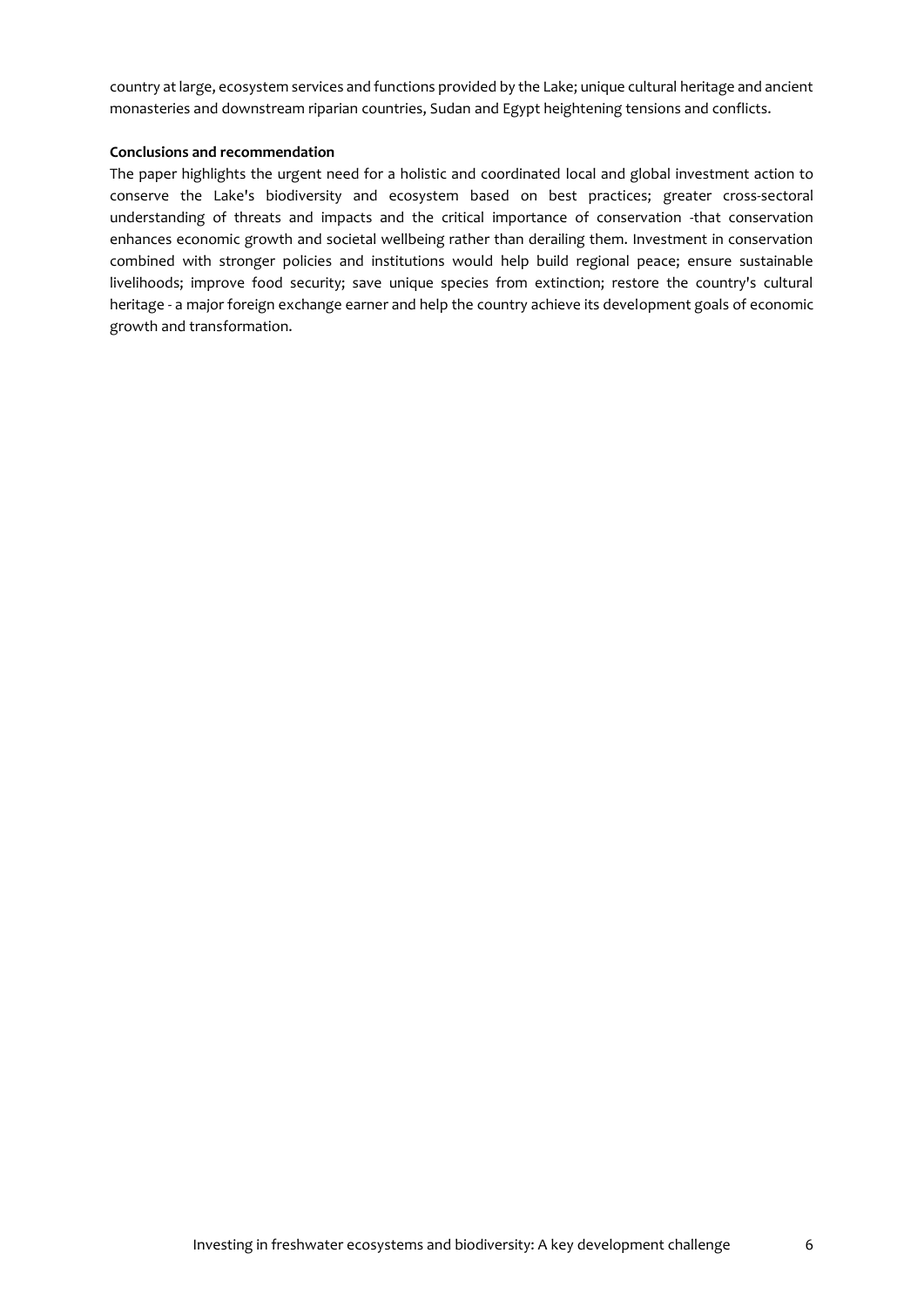country at large, ecosystem services and functions provided by the Lake; unique cultural heritage and ancient monasteries and downstream riparian countries, Sudan and Egypt heightening tensions and conflicts.

**Conclusions and recommendation**

The paper highlights the urgent need for a holistic and coordinated local and global investment action to conserve the Lake's biodiversity and ecosystem based on best practices; greater cross-sectoral understanding of threats and impacts and the critical importance of conservation -that conservation enhances economic growth and societal wellbeing rather than derailing them. Investment in conservation combined with stronger policies and institutions would help build regional peace; ensure sustainable livelihoods; improve food security; save unique species from extinction; restore the country's cultural heritage - a major foreign exchange earner and help the country achieve its development goals of economic growth and transformation.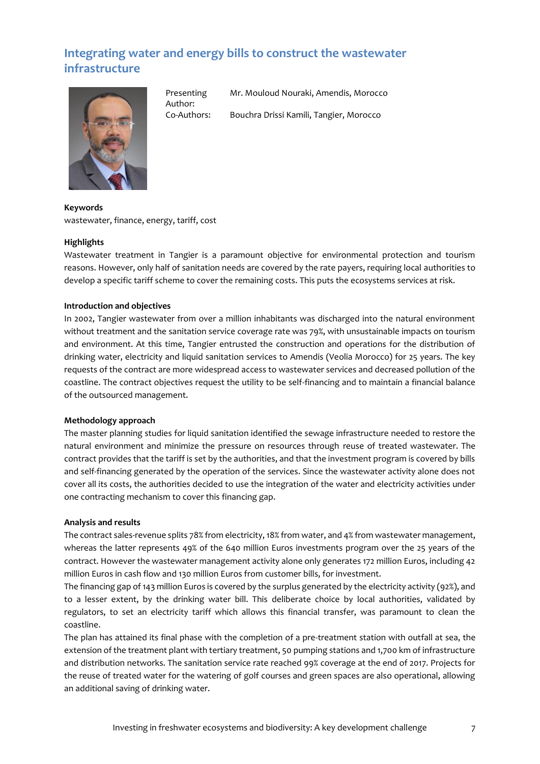# Integrating water and energy bills to construct the wastewater infrastructure

| | |
|---|---|
| Presenting Author: | Mr. Mouloud Nouraki, Amendis, Morocco |
| Co-Authors: | Bouchra Drissi Kamili, Tangier, Morocco |

**Keywords**

wastewater, finance, energy, tariff, cost

**Highlights**

Wastewater treatment in Tangier is a paramount objective for environmental protection and tourism reasons. However, only half of sanitation needs are covered by the rate payers, requiring local authorities to develop a specific tariff scheme to cover the remaining costs. This puts the ecosystems services at risk.

**Introduction and objectives**

In 2002, Tangier wastewater from over a million inhabitants was discharged into the natural environment without treatment and the sanitation service coverage rate was 79%, with unsustainable impacts on tourism and environment. At this time, Tangier entrusted the construction and operations for the distribution of drinking water, electricity and liquid sanitation services to Amendis (Veolia Morocco) for 25 years. The key requests of the contract are more widespread access to wastewater services and decreased pollution of the coastline. The contract objectives request the utility to be self-financing and to maintain a financial balance of the outsourced management.

**Methodology approach**

The master planning studies for liquid sanitation identified the sewage infrastructure needed to restore the natural environment and minimize the pressure on resources through reuse of treated wastewater. The contract provides that the tariff is set by the authorities, and that the investment program is covered by bills and self-financing generated by the operation of the services. Since the wastewater activity alone does not cover all its costs, the authorities decided to use the integration of the water and electricity activities under one contracting mechanism to cover this financing gap.

**Analysis and results**

The contract sales-revenue splits 78% from electricity, 18% from water, and 4% from wastewater management, whereas the latter represents 49% of the 640 million Euros investments program over the 25 years of the contract. However the wastewater management activity alone only generates 172 million Euros, including 42 million Euros in cash flow and 130 million Euros from customer bills, for investment.

The financing gap of 143 million Euros is covered by the surplus generated by the electricity activity (92%), and to a lesser extent, by the drinking water bill. This deliberate choice by local authorities, validated by regulators, to set an electricity tariff which allows this financial transfer, was paramount to clean the coastline.

The plan has attained its final phase with the completion of a pre-treatment station with outfall at sea, the extension of the treatment plant with tertiary treatment, 50 pumping stations and 1,700 km of infrastructure and distribution networks. The sanitation service rate reached 99% coverage at the end of 2017. Projects for the reuse of treated water for the watering of golf courses and green spaces are also operational, allowing an additional saving of drinking water.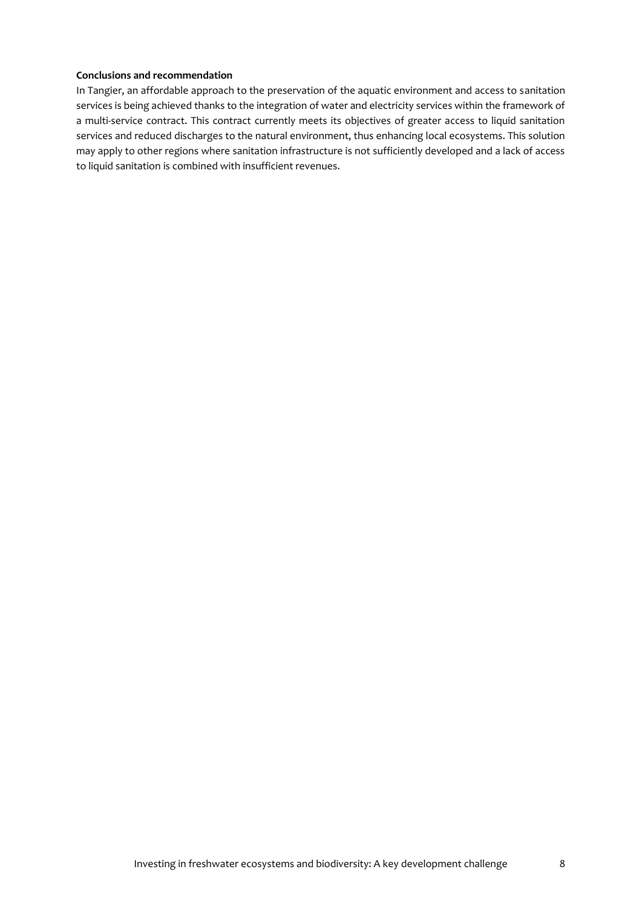**Conclusions and recommendation**

In Tangier, an affordable approach to the preservation of the aquatic environment and access to sanitation services is being achieved thanks to the integration of water and electricity services within the framework of a multi-service contract. This contract currently meets its objectives of greater access to liquid sanitation services and reduced discharges to the natural environment, thus enhancing local ecosystems. This solution may apply to other regions where sanitation infrastructure is not sufficiently developed and a lack of access to liquid sanitation is combined with insufficient revenues.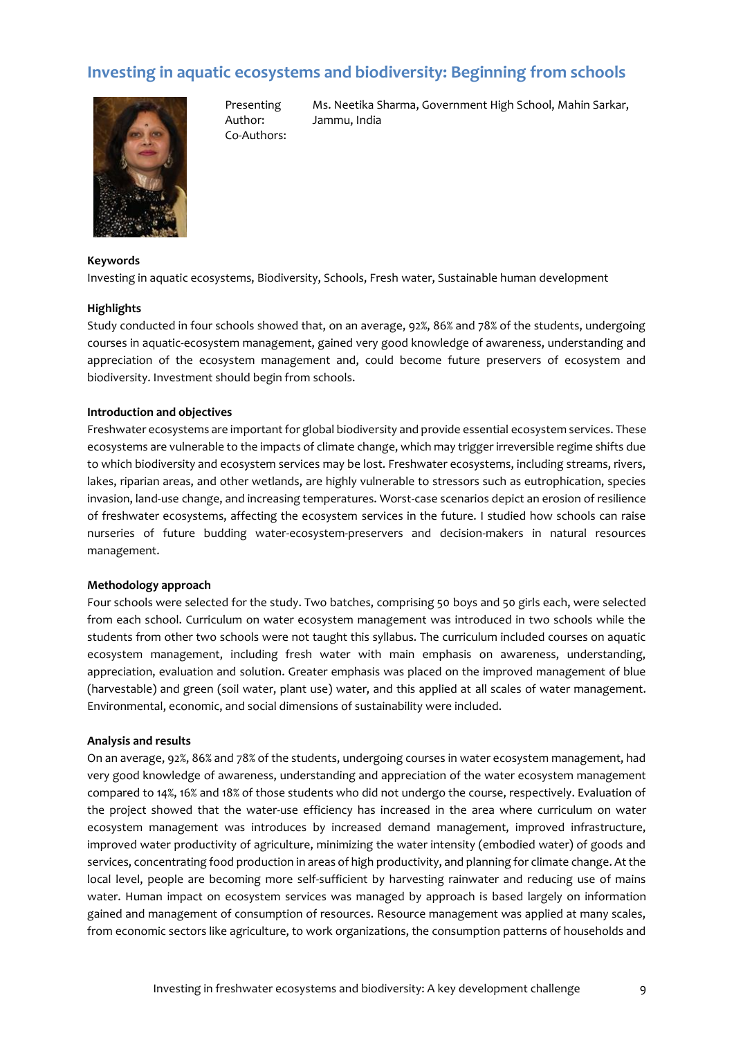## Investing in aquatic ecosystems and biodiversity: Beginning from schools

Presenting Author: Ms. Neetika Sharma, Government High School, Mahin Sarkar, Jammu, India

Co-Authors:

**Keywords**

Investing in aquatic ecosystems, Biodiversity, Schools, Fresh water, Sustainable human development

**Highlights**

Study conducted in four schools showed that, on an average, 92%, 86% and 78% of the students, undergoing courses in aquatic-ecosystem management, gained very good knowledge of awareness, understanding and appreciation of the ecosystem management and, could become future preservers of ecosystem and biodiversity. Investment should begin from schools.

**Introduction and objectives**

Freshwater ecosystems are important for global biodiversity and provide essential ecosystem services. These ecosystems are vulnerable to the impacts of climate change, which may trigger irreversible regime shifts due to which biodiversity and ecosystem services may be lost. Freshwater ecosystems, including streams, rivers, lakes, riparian areas, and other wetlands, are highly vulnerable to stressors such as eutrophication, species invasion, land-use change, and increasing temperatures. Worst-case scenarios depict an erosion of resilience of freshwater ecosystems, affecting the ecosystem services in the future. I studied how schools can raise nurseries of future budding water-ecosystem-preservers and decision-makers in natural resources management.

**Methodology approach**

Four schools were selected for the study. Two batches, comprising 50 boys and 50 girls each, were selected from each school. Curriculum on water ecosystem management was introduced in two schools while the students from other two schools were not taught this syllabus. The curriculum included courses on aquatic ecosystem management, including fresh water with main emphasis on awareness, understanding, appreciation, evaluation and solution. Greater emphasis was placed on the improved management of blue (harvestable) and green (soil water, plant use) water, and this applied at all scales of water management. Environmental, economic, and social dimensions of sustainability were included.

**Analysis and results**

On an average, 92%, 86% and 78% of the students, undergoing courses in water ecosystem management, had very good knowledge of awareness, understanding and appreciation of the water ecosystem management compared to 14%, 16% and 18% of those students who did not undergo the course, respectively. Evaluation of the project showed that the water-use efficiency has increased in the area where curriculum on water ecosystem management was introduces by increased demand management, improved infrastructure, improved water productivity of agriculture, minimizing the water intensity (embodied water) of goods and services, concentrating food production in areas of high productivity, and planning for climate change. At the local level, people are becoming more self-sufficient by harvesting rainwater and reducing use of mains water. Human impact on ecosystem services was managed by approach is based largely on information gained and management of consumption of resources. Resource management was applied at many scales, from economic sectors like agriculture, to work organizations, the consumption patterns of households and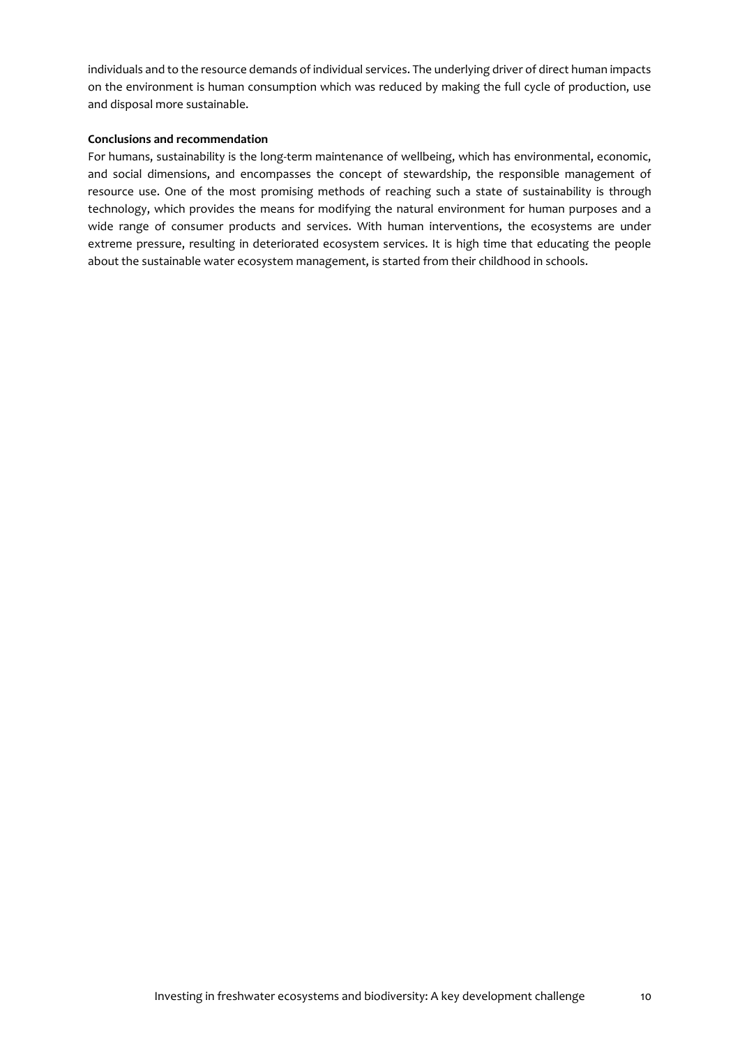individuals and to the resource demands of individual services. The underlying driver of direct human impacts on the environment is human consumption which was reduced by making the full cycle of production, use and disposal more sustainable.

**Conclusions and recommendation**

For humans, sustainability is the long-term maintenance of wellbeing, which has environmental, economic, and social dimensions, and encompasses the concept of stewardship, the responsible management of resource use. One of the most promising methods of reaching such a state of sustainability is through technology, which provides the means for modifying the natural environment for human purposes and a wide range of consumer products and services. With human interventions, the ecosystems are under extreme pressure, resulting in deteriorated ecosystem services. It is high time that educating the people about the sustainable water ecosystem management, is started from their childhood in schools.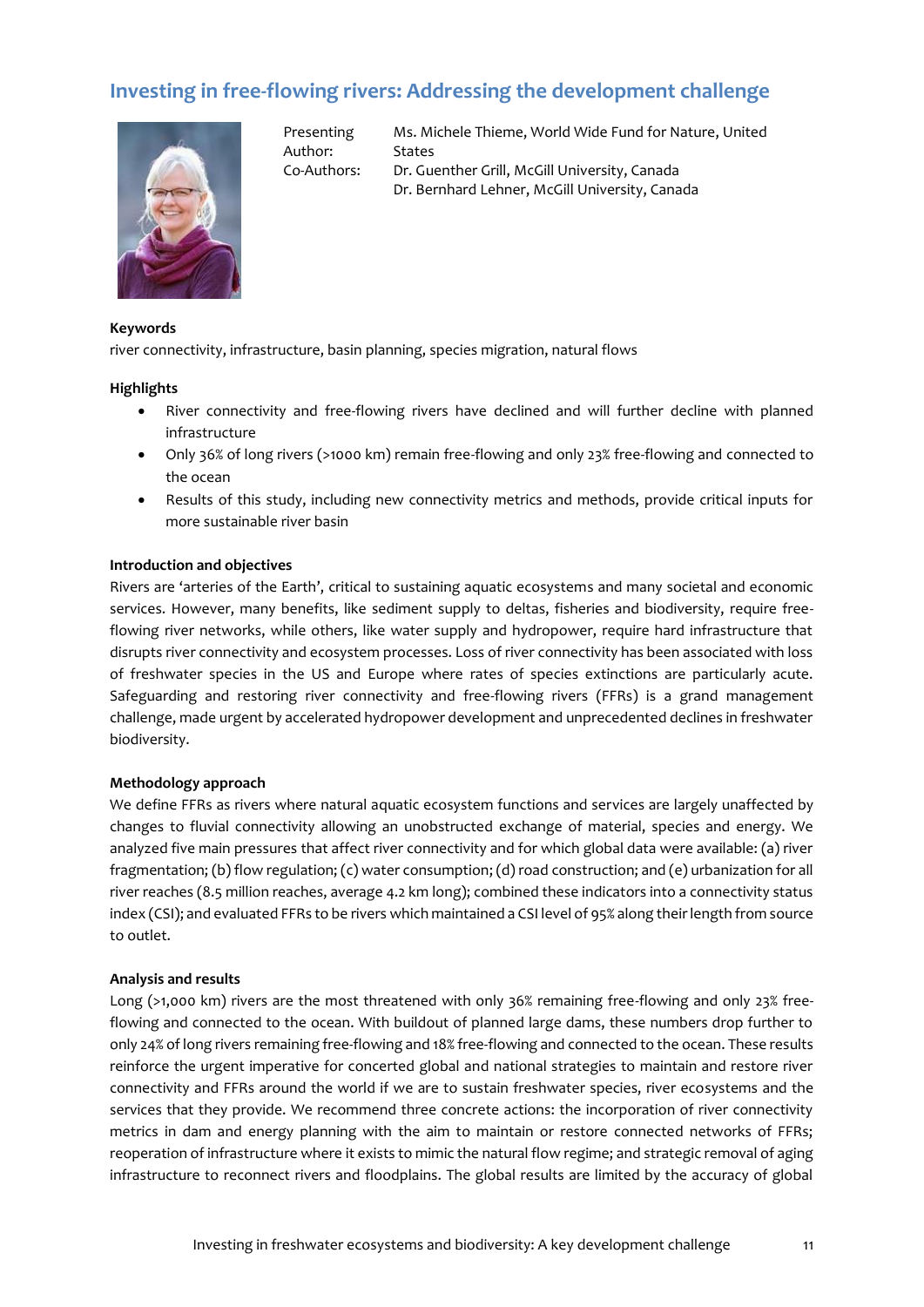## Investing in free-flowing rivers: Addressing the development challenge

Presenting Author: Ms. Michele Thieme, World Wide Fund for Nature, United States

Co-Authors: Dr. Guenther Grill, McGill University, Canada
Dr. Bernhard Lehner, McGill University, Canada

**Keywords**

river connectivity, infrastructure, basin planning, species migration, natural flows

**Highlights**

- River connectivity and free-flowing rivers have declined and will further decline with planned infrastructure
- Only 36% of long rivers (>1000 km) remain free-flowing and only 23% free-flowing and connected to the ocean
- Results of this study, including new connectivity metrics and methods, provide critical inputs for more sustainable river basin

**Introduction and objectives**

Rivers are 'arteries of the Earth', critical to sustaining aquatic ecosystems and many societal and economic services. However, many benefits, like sediment supply to deltas, fisheries and biodiversity, require free-flowing river networks, while others, like water supply and hydropower, require hard infrastructure that disrupts river connectivity and ecosystem processes. Loss of river connectivity has been associated with loss of freshwater species in the US and Europe where rates of species extinctions are particularly acute. Safeguarding and restoring river connectivity and free-flowing rivers (FFRs) is a grand management challenge, made urgent by accelerated hydropower development and unprecedented declines in freshwater biodiversity.

**Methodology approach**

We define FFRs as rivers where natural aquatic ecosystem functions and services are largely unaffected by changes to fluvial connectivity allowing an unobstructed exchange of material, species and energy. We analyzed five main pressures that affect river connectivity and for which global data were available: (a) river fragmentation; (b) flow regulation; (c) water consumption; (d) road construction; and (e) urbanization for all river reaches (8.5 million reaches, average 4.2 km long); combined these indicators into a connectivity status index (CSI); and evaluated FFRs to be rivers which maintained a CSI level of 95% along their length from source to outlet.

**Analysis and results**

Long (>1,000 km) rivers are the most threatened with only 36% remaining free-flowing and only 23% free-flowing and connected to the ocean. With buildout of planned large dams, these numbers drop further to only 24% of long rivers remaining free-flowing and 18% free-flowing and connected to the ocean. These results reinforce the urgent imperative for concerted global and national strategies to maintain and restore river connectivity and FFRs around the world if we are to sustain freshwater species, river ecosystems and the services that they provide. We recommend three concrete actions: the incorporation of river connectivity metrics in dam and energy planning with the aim to maintain or restore connected networks of FFRs; reoperation of infrastructure where it exists to mimic the natural flow regime; and strategic removal of aging infrastructure to reconnect rivers and floodplains. The global results are limited by the accuracy of global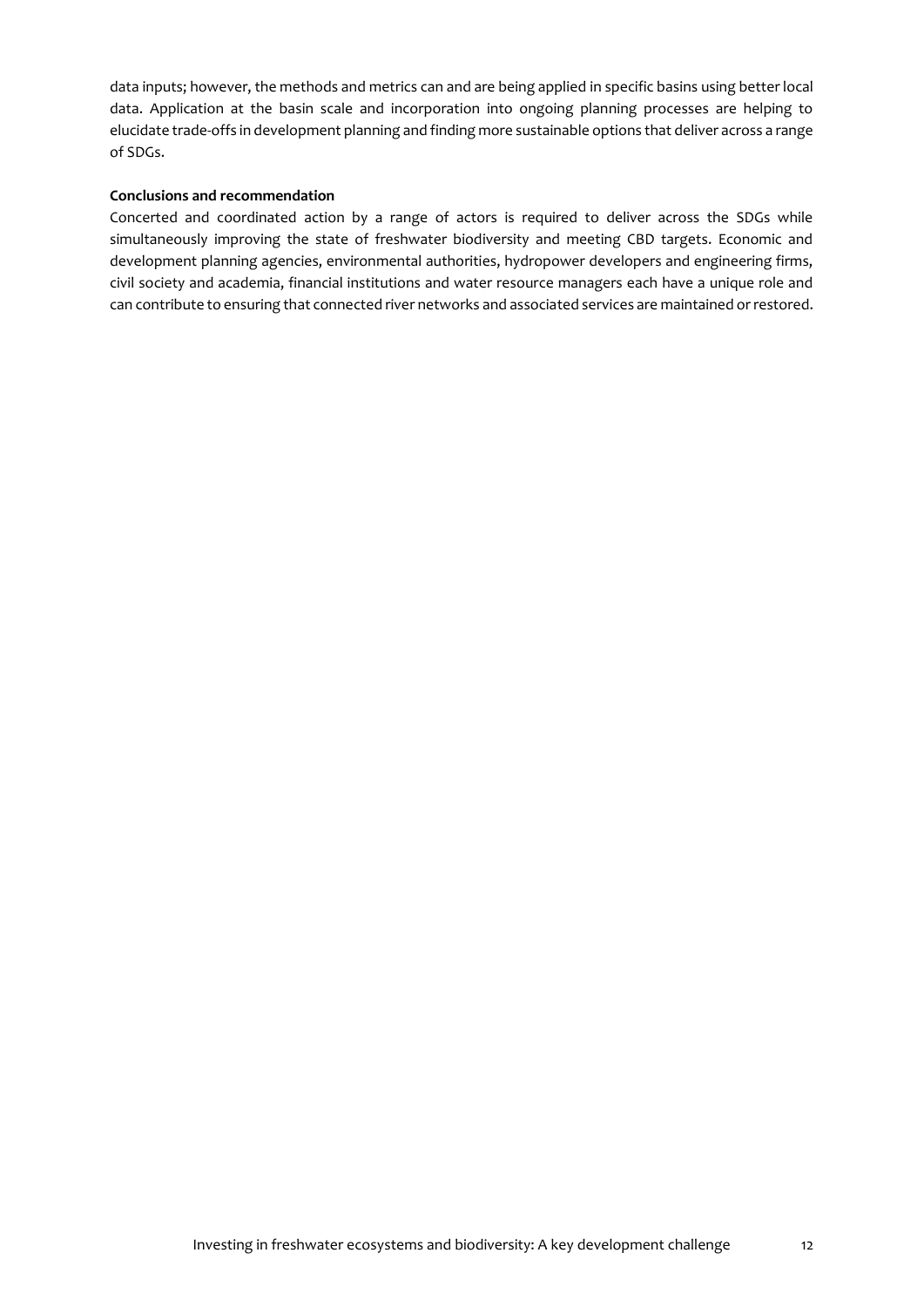data inputs; however, the methods and metrics can and are being applied in specific basins using better local data. Application at the basin scale and incorporation into ongoing planning processes are helping to elucidate trade-offs in development planning and finding more sustainable options that deliver across a range of SDGs.

**Conclusions and recommendation**

Concerted and coordinated action by a range of actors is required to deliver across the SDGs while simultaneously improving the state of freshwater biodiversity and meeting CBD targets. Economic and development planning agencies, environmental authorities, hydropower developers and engineering firms, civil society and academia, financial institutions and water resource managers each have a unique role and can contribute to ensuring that connected river networks and associated services are maintained or restored.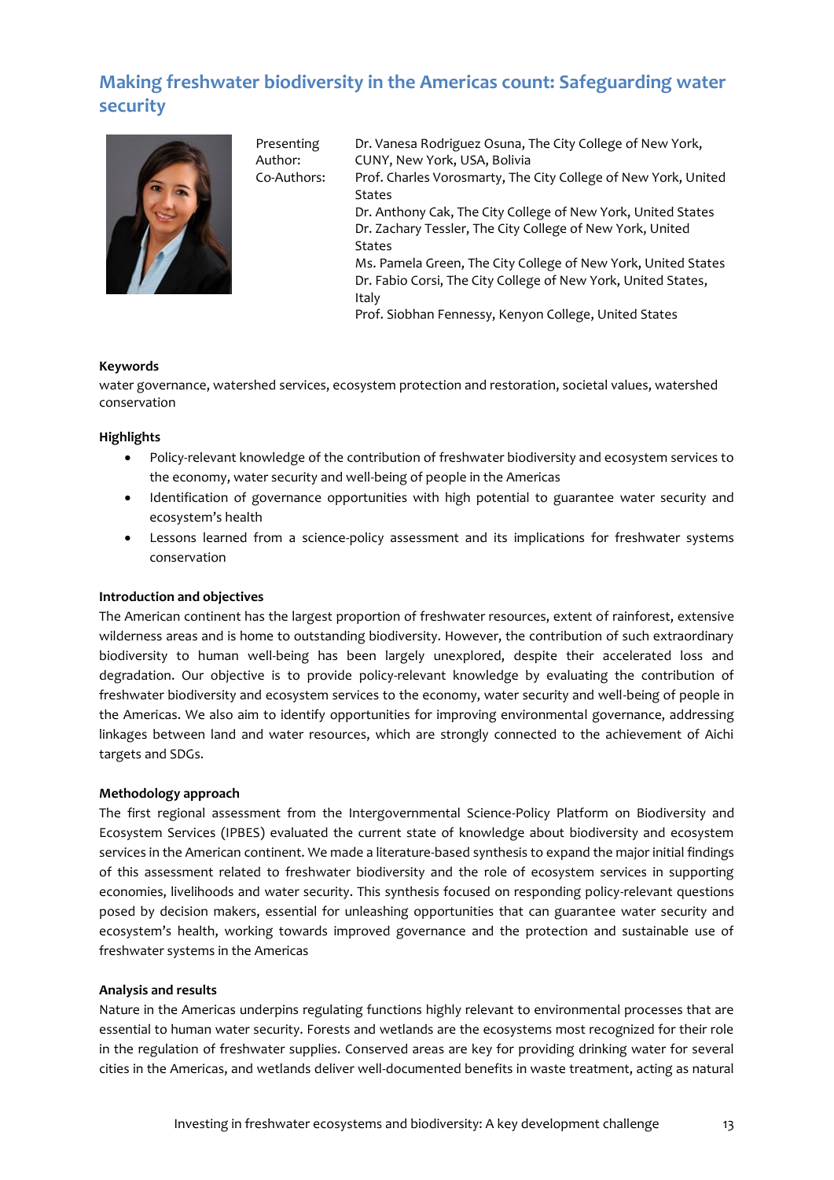## Making freshwater biodiversity in the Americas count: Safeguarding water security

| | |
|---|---|
| Presenting Author: | Dr. Vanesa Rodriguez Osuna, The City College of New York, CUNY, New York, USA, Bolivia |
| Co-Authors: | Prof. Charles Vorosmarty, The City College of New York, United States |
| | Dr. Anthony Cak, The City College of New York, United States |
| | Dr. Zachary Tessler, The City College of New York, United States |
| | Ms. Pamela Green, The City College of New York, United States |
| | Dr. Fabio Corsi, The City College of New York, United States, Italy |
| | Prof. Siobhan Fennessy, Kenyon College, United States |

**Keywords**

water governance, watershed services, ecosystem protection and restoration, societal values, watershed conservation

**Highlights**

- Policy-relevant knowledge of the contribution of freshwater biodiversity and ecosystem services to the economy, water security and well-being of people in the Americas
- Identification of governance opportunities with high potential to guarantee water security and ecosystem's health
- Lessons learned from a science-policy assessment and its implications for freshwater systems conservation

**Introduction and objectives**

The American continent has the largest proportion of freshwater resources, extent of rainforest, extensive wilderness areas and is home to outstanding biodiversity. However, the contribution of such extraordinary biodiversity to human well-being has been largely unexplored, despite their accelerated loss and degradation. Our objective is to provide policy-relevant knowledge by evaluating the contribution of freshwater biodiversity and ecosystem services to the economy, water security and well-being of people in the Americas. We also aim to identify opportunities for improving environmental governance, addressing linkages between land and water resources, which are strongly connected to the achievement of Aichi targets and SDGs.

**Methodology approach**

The first regional assessment from the Intergovernmental Science-Policy Platform on Biodiversity and Ecosystem Services (IPBES) evaluated the current state of knowledge about biodiversity and ecosystem services in the American continent. We made a literature-based synthesis to expand the major initial findings of this assessment related to freshwater biodiversity and the role of ecosystem services in supporting economies, livelihoods and water security. This synthesis focused on responding policy-relevant questions posed by decision makers, essential for unleashing opportunities that can guarantee water security and ecosystem's health, working towards improved governance and the protection and sustainable use of freshwater systems in the Americas

**Analysis and results**

Nature in the Americas underpins regulating functions highly relevant to environmental processes that are essential to human water security. Forests and wetlands are the ecosystems most recognized for their role in the regulation of freshwater supplies. Conserved areas are key for providing drinking water for several cities in the Americas, and wetlands deliver well-documented benefits in waste treatment, acting as natural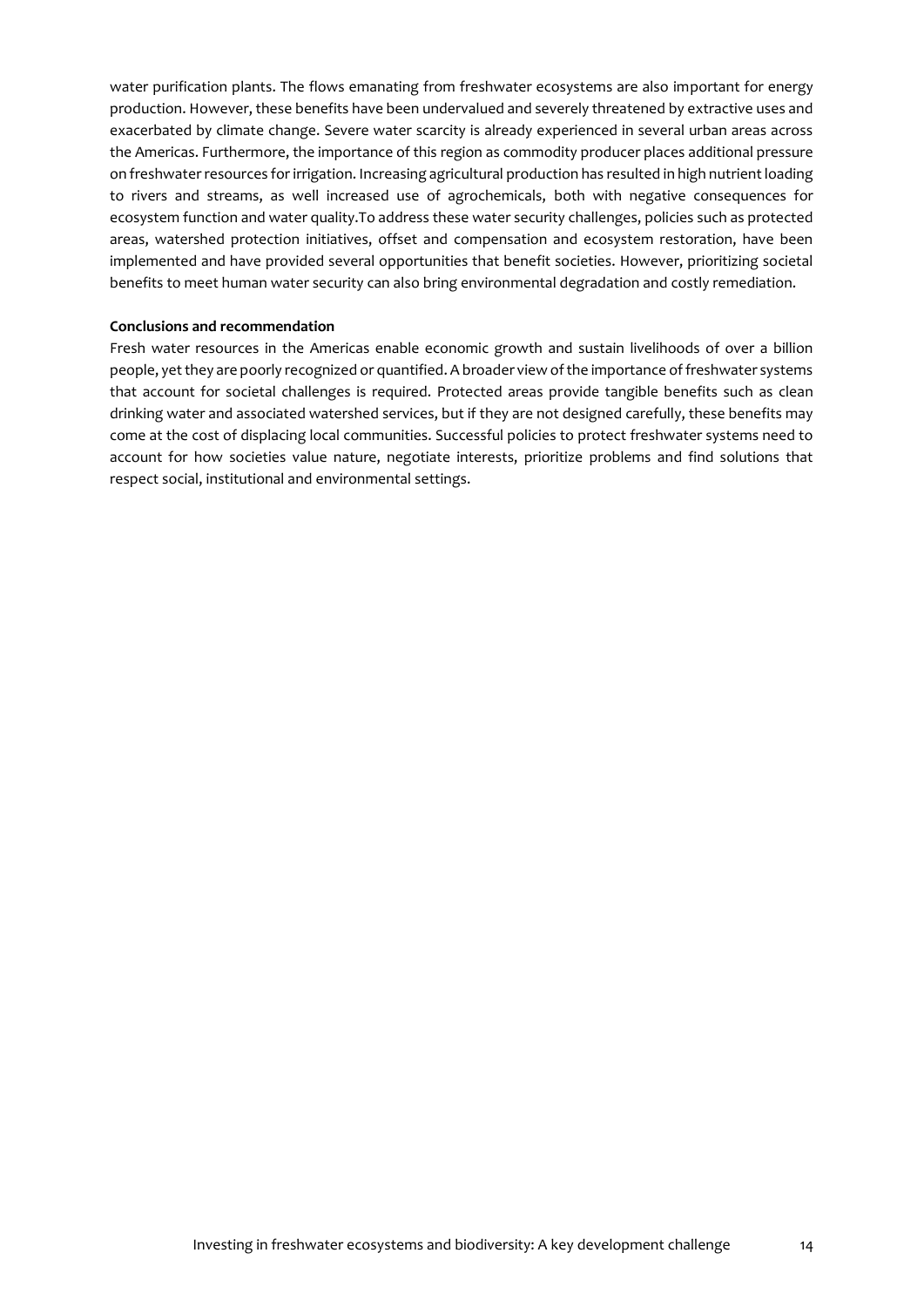water purification plants. The flows emanating from freshwater ecosystems are also important for energy production. However, these benefits have been undervalued and severely threatened by extractive uses and exacerbated by climate change. Severe water scarcity is already experienced in several urban areas across the Americas. Furthermore, the importance of this region as commodity producer places additional pressure on freshwater resources for irrigation. Increasing agricultural production has resulted in high nutrient loading to rivers and streams, as well increased use of agrochemicals, both with negative consequences for ecosystem function and water quality.To address these water security challenges, policies such as protected areas, watershed protection initiatives, offset and compensation and ecosystem restoration, have been implemented and have provided several opportunities that benefit societies. However, prioritizing societal benefits to meet human water security can also bring environmental degradation and costly remediation.

**Conclusions and recommendation**

Fresh water resources in the Americas enable economic growth and sustain livelihoods of over a billion people, yet they are poorly recognized or quantified. A broader view of the importance of freshwater systems that account for societal challenges is required. Protected areas provide tangible benefits such as clean drinking water and associated watershed services, but if they are not designed carefully, these benefits may come at the cost of displacing local communities. Successful policies to protect freshwater systems need to account for how societies value nature, negotiate interests, prioritize problems and find solutions that respect social, institutional and environmental settings.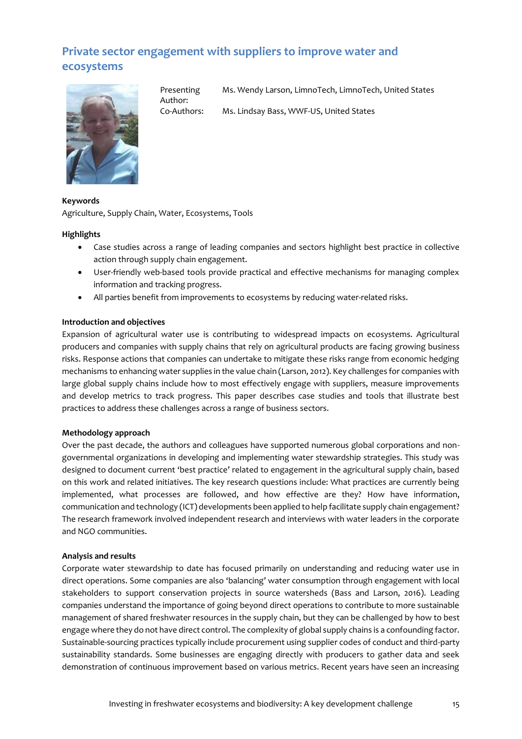## Private sector engagement with suppliers to improve water and ecosystems

Presenting Author: Ms. Wendy Larson, LimnoTech, LimnoTech, United States

Co-Authors: Ms. Lindsay Bass, WWF-US, United States

**Keywords**

Agriculture, Supply Chain, Water, Ecosystems, Tools

**Highlights**

- Case studies across a range of leading companies and sectors highlight best practice in collective action through supply chain engagement.
- User-friendly web-based tools provide practical and effective mechanisms for managing complex information and tracking progress.
- All parties benefit from improvements to ecosystems by reducing water-related risks.

**Introduction and objectives**

Expansion of agricultural water use is contributing to widespread impacts on ecosystems. Agricultural producers and companies with supply chains that rely on agricultural products are facing growing business risks. Response actions that companies can undertake to mitigate these risks range from economic hedging mechanisms to enhancing water supplies in the value chain (Larson, 2012). Key challenges for companies with large global supply chains include how to most effectively engage with suppliers, measure improvements and develop metrics to track progress. This paper describes case studies and tools that illustrate best practices to address these challenges across a range of business sectors.

**Methodology approach**

Over the past decade, the authors and colleagues have supported numerous global corporations and non-governmental organizations in developing and implementing water stewardship strategies. This study was designed to document current 'best practice' related to engagement in the agricultural supply chain, based on this work and related initiatives. The key research questions include: What practices are currently being implemented, what processes are followed, and how effective are they? How have information, communication and technology (ICT) developments been applied to help facilitate supply chain engagement? The research framework involved independent research and interviews with water leaders in the corporate and NGO communities.

**Analysis and results**

Corporate water stewardship to date has focused primarily on understanding and reducing water use in direct operations. Some companies are also 'balancing' water consumption through engagement with local stakeholders to support conservation projects in source watersheds (Bass and Larson, 2016). Leading companies understand the importance of going beyond direct operations to contribute to more sustainable management of shared freshwater resources in the supply chain, but they can be challenged by how to best engage where they do not have direct control. The complexity of global supply chains is a confounding factor. Sustainable-sourcing practices typically include procurement using supplier codes of conduct and third-party sustainability standards. Some businesses are engaging directly with producers to gather data and seek demonstration of continuous improvement based on various metrics. Recent years have seen an increasing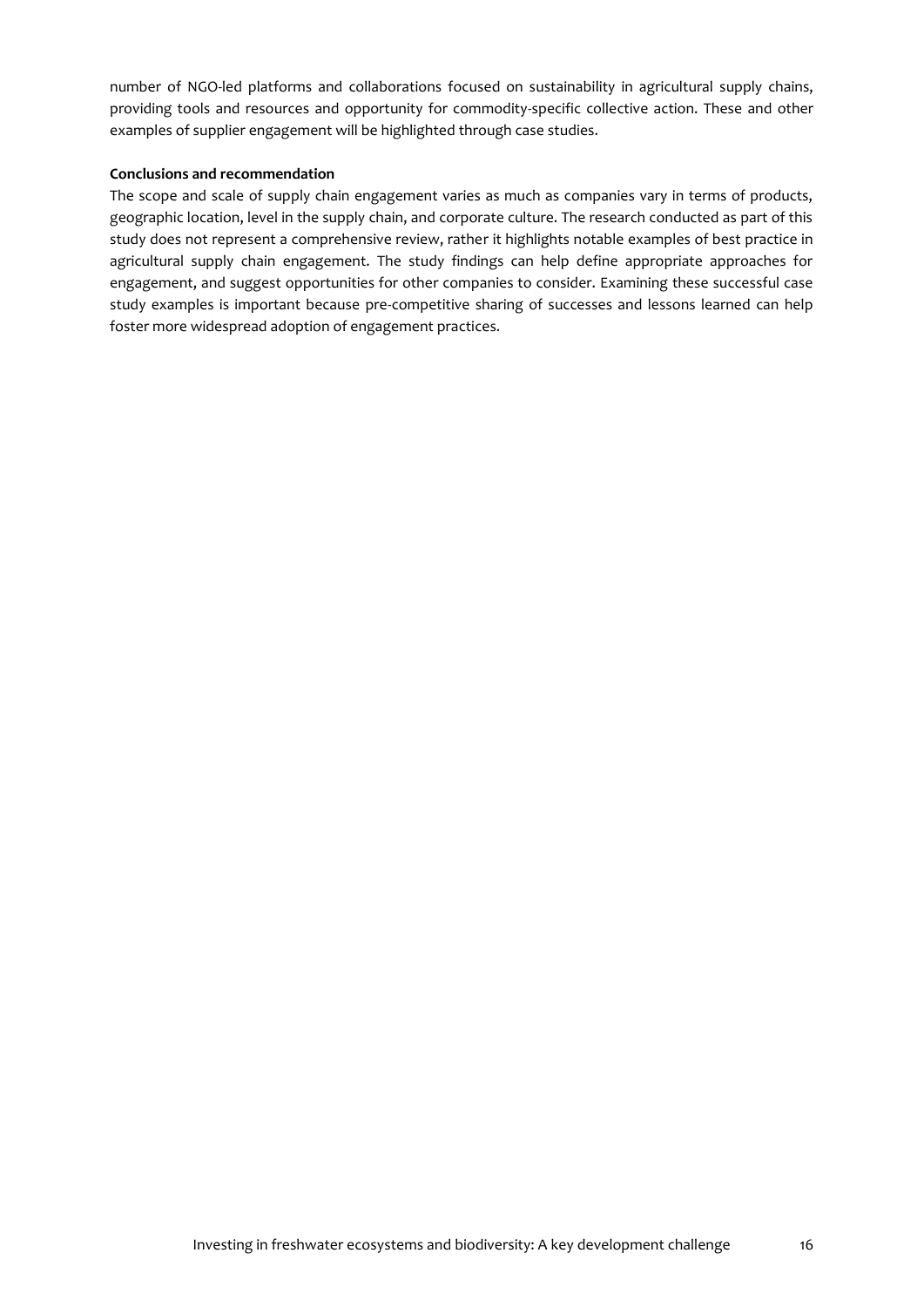number of NGO-led platforms and collaborations focused on sustainability in agricultural supply chains, providing tools and resources and opportunity for commodity-specific collective action. These and other examples of supplier engagement will be highlighted through case studies.

**Conclusions and recommendation**

The scope and scale of supply chain engagement varies as much as companies vary in terms of products, geographic location, level in the supply chain, and corporate culture. The research conducted as part of this study does not represent a comprehensive review, rather it highlights notable examples of best practice in agricultural supply chain engagement. The study findings can help define appropriate approaches for engagement, and suggest opportunities for other companies to consider. Examining these successful case study examples is important because pre-competitive sharing of successes and lessons learned can help foster more widespread adoption of engagement practices.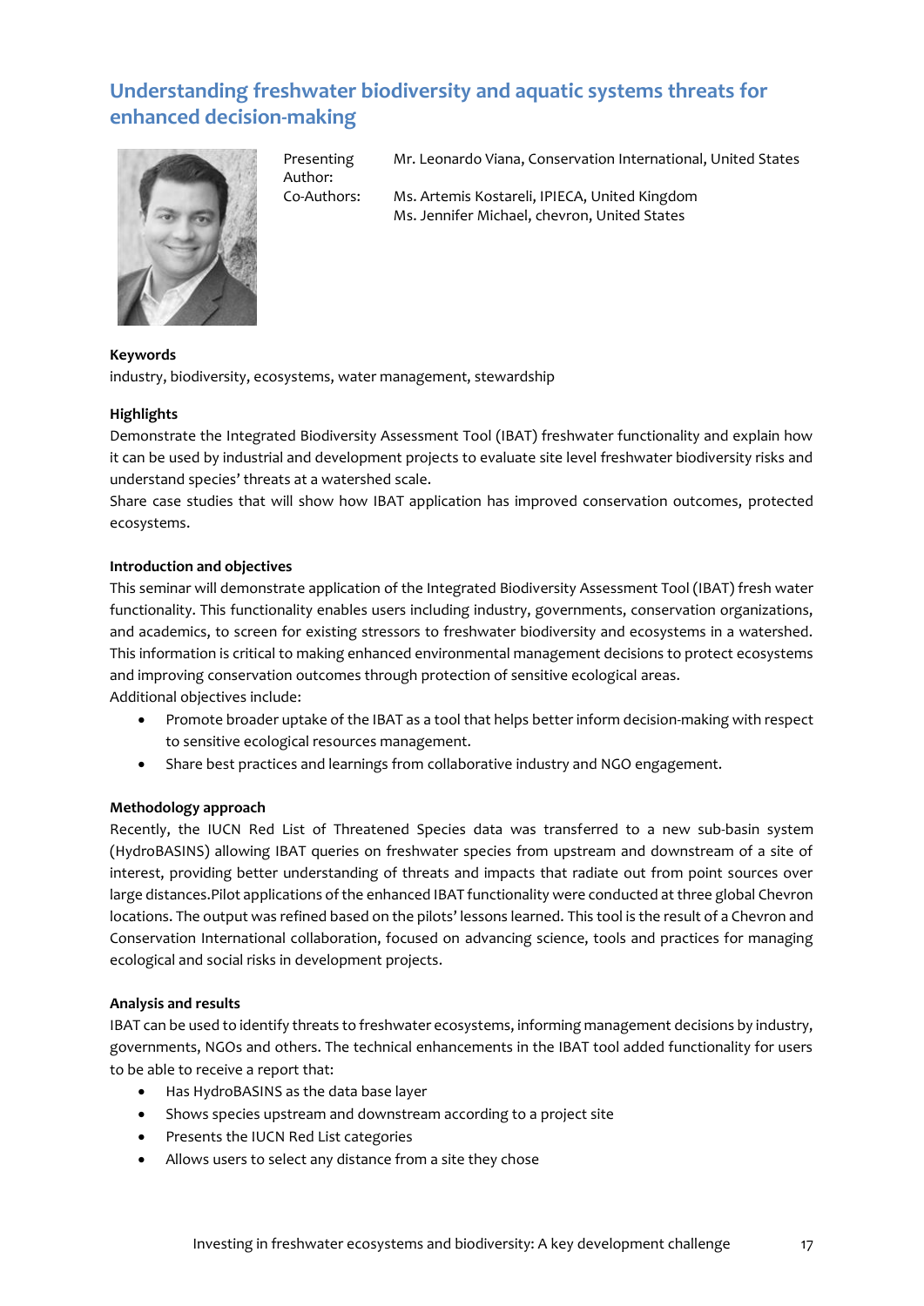## Understanding freshwater biodiversity and aquatic systems threats for enhanced decision-making

| | |
|---|---|
| Presenting Author: | Mr. Leonardo Viana, Conservation International, United States |
| Co-Authors: | Ms. Artemis Kostareli, IPIECA, United Kingdom<br>Ms. Jennifer Michael, chevron, United States |

**Keywords**

industry, biodiversity, ecosystems, water management, stewardship

**Highlights**

Demonstrate the Integrated Biodiversity Assessment Tool (IBAT) freshwater functionality and explain how it can be used by industrial and development projects to evaluate site level freshwater biodiversity risks and understand species' threats at a watershed scale.

Share case studies that will show how IBAT application has improved conservation outcomes, protected ecosystems.

**Introduction and objectives**

This seminar will demonstrate application of the Integrated Biodiversity Assessment Tool (IBAT) fresh water functionality. This functionality enables users including industry, governments, conservation organizations, and academics, to screen for existing stressors to freshwater biodiversity and ecosystems in a watershed. This information is critical to making enhanced environmental management decisions to protect ecosystems and improving conservation outcomes through protection of sensitive ecological areas.

Additional objectives include:

- Promote broader uptake of the IBAT as a tool that helps better inform decision-making with respect to sensitive ecological resources management.
- Share best practices and learnings from collaborative industry and NGO engagement.

**Methodology approach**

Recently, the IUCN Red List of Threatened Species data was transferred to a new sub-basin system (HydroBASINS) allowing IBAT queries on freshwater species from upstream and downstream of a site of interest, providing better understanding of threats and impacts that radiate out from point sources over large distances.Pilot applications of the enhanced IBAT functionality were conducted at three global Chevron locations. The output was refined based on the pilots' lessons learned. This tool is the result of a Chevron and Conservation International collaboration, focused on advancing science, tools and practices for managing ecological and social risks in development projects.

**Analysis and results**

IBAT can be used to identify threats to freshwater ecosystems, informing management decisions by industry, governments, NGOs and others. The technical enhancements in the IBAT tool added functionality for users to be able to receive a report that:

- Has HydroBASINS as the data base layer
- Shows species upstream and downstream according to a project site
- Presents the IUCN Red List categories
- Allows users to select any distance from a site they chose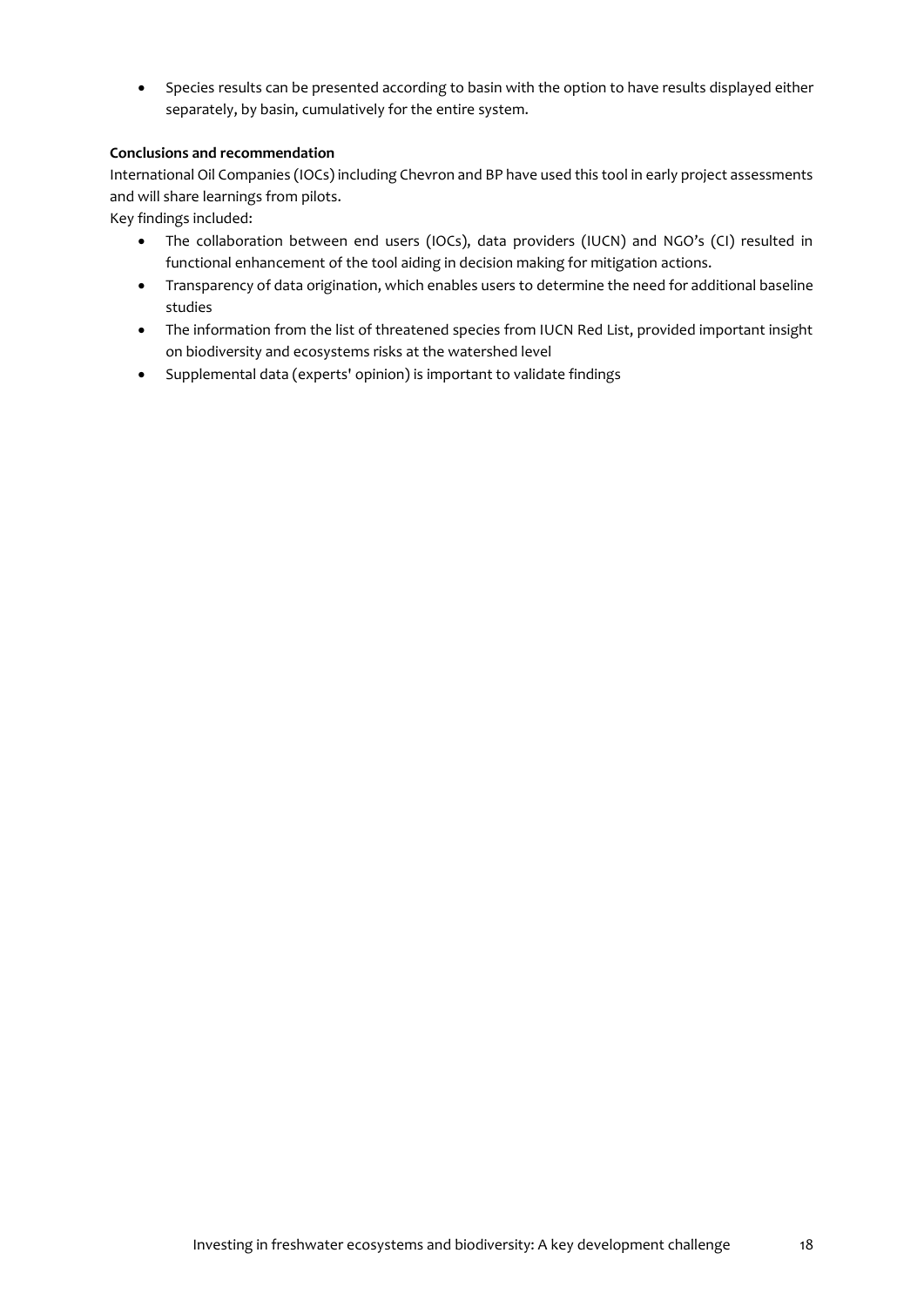- Species results can be presented according to basin with the option to have results displayed either separately, by basin, cumulatively for the entire system.

**Conclusions and recommendation**

International Oil Companies (IOCs) including Chevron and BP have used this tool in early project assessments and will share learnings from pilots.

Key findings included:

- The collaboration between end users (IOCs), data providers (IUCN) and NGO's (CI) resulted in functional enhancement of the tool aiding in decision making for mitigation actions.
- Transparency of data origination, which enables users to determine the need for additional baseline studies
- The information from the list of threatened species from IUCN Red List, provided important insight on biodiversity and ecosystems risks at the watershed level
- Supplemental data (experts' opinion) is important to validate findings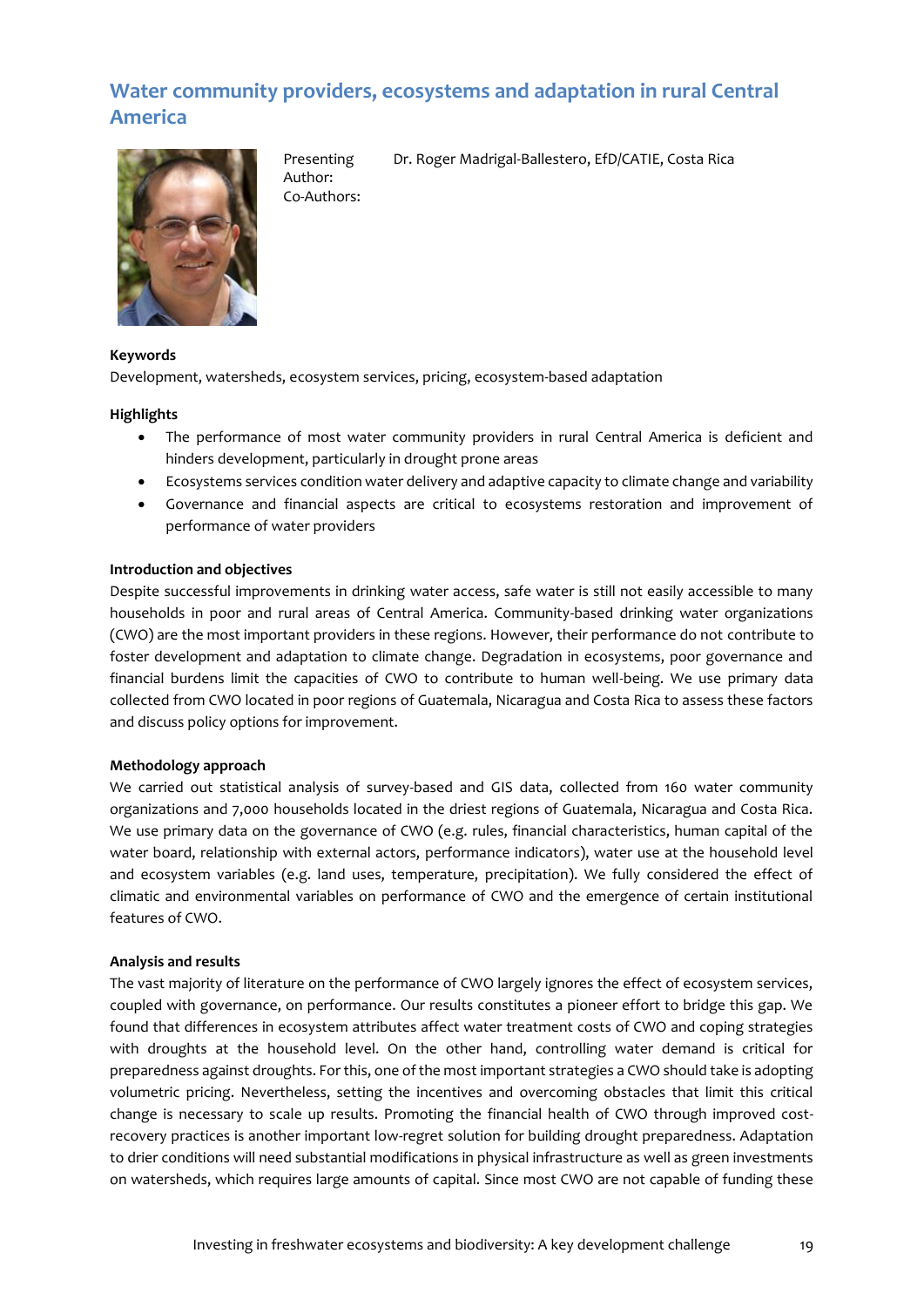# Water community providers, ecosystems and adaptation in rural Central America

Presenting Author: Dr. Roger Madrigal-Ballestero, EfD/CATIE, Costa Rica

Co-Authors:

**Keywords**

Development, watersheds, ecosystem services, pricing, ecosystem-based adaptation

**Highlights**

- The performance of most water community providers in rural Central America is deficient and hinders development, particularly in drought prone areas
- Ecosystems services condition water delivery and adaptive capacity to climate change and variability
- Governance and financial aspects are critical to ecosystems restoration and improvement of performance of water providers

**Introduction and objectives**

Despite successful improvements in drinking water access, safe water is still not easily accessible to many households in poor and rural areas of Central America. Community-based drinking water organizations (CWO) are the most important providers in these regions. However, their performance do not contribute to foster development and adaptation to climate change. Degradation in ecosystems, poor governance and financial burdens limit the capacities of CWO to contribute to human well-being. We use primary data collected from CWO located in poor regions of Guatemala, Nicaragua and Costa Rica to assess these factors and discuss policy options for improvement.

**Methodology approach**

We carried out statistical analysis of survey-based and GIS data, collected from 160 water community organizations and 7,000 households located in the driest regions of Guatemala, Nicaragua and Costa Rica. We use primary data on the governance of CWO (e.g. rules, financial characteristics, human capital of the water board, relationship with external actors, performance indicators), water use at the household level and ecosystem variables (e.g. land uses, temperature, precipitation). We fully considered the effect of climatic and environmental variables on performance of CWO and the emergence of certain institutional features of CWO.

**Analysis and results**

The vast majority of literature on the performance of CWO largely ignores the effect of ecosystem services, coupled with governance, on performance. Our results constitutes a pioneer effort to bridge this gap. We found that differences in ecosystem attributes affect water treatment costs of CWO and coping strategies with droughts at the household level. On the other hand, controlling water demand is critical for preparedness against droughts. For this, one of the most important strategies a CWO should take is adopting volumetric pricing. Nevertheless, setting the incentives and overcoming obstacles that limit this critical change is necessary to scale up results. Promoting the financial health of CWO through improved cost-recovery practices is another important low-regret solution for building drought preparedness. Adaptation to drier conditions will need substantial modifications in physical infrastructure as well as green investments on watersheds, which requires large amounts of capital. Since most CWO are not capable of funding these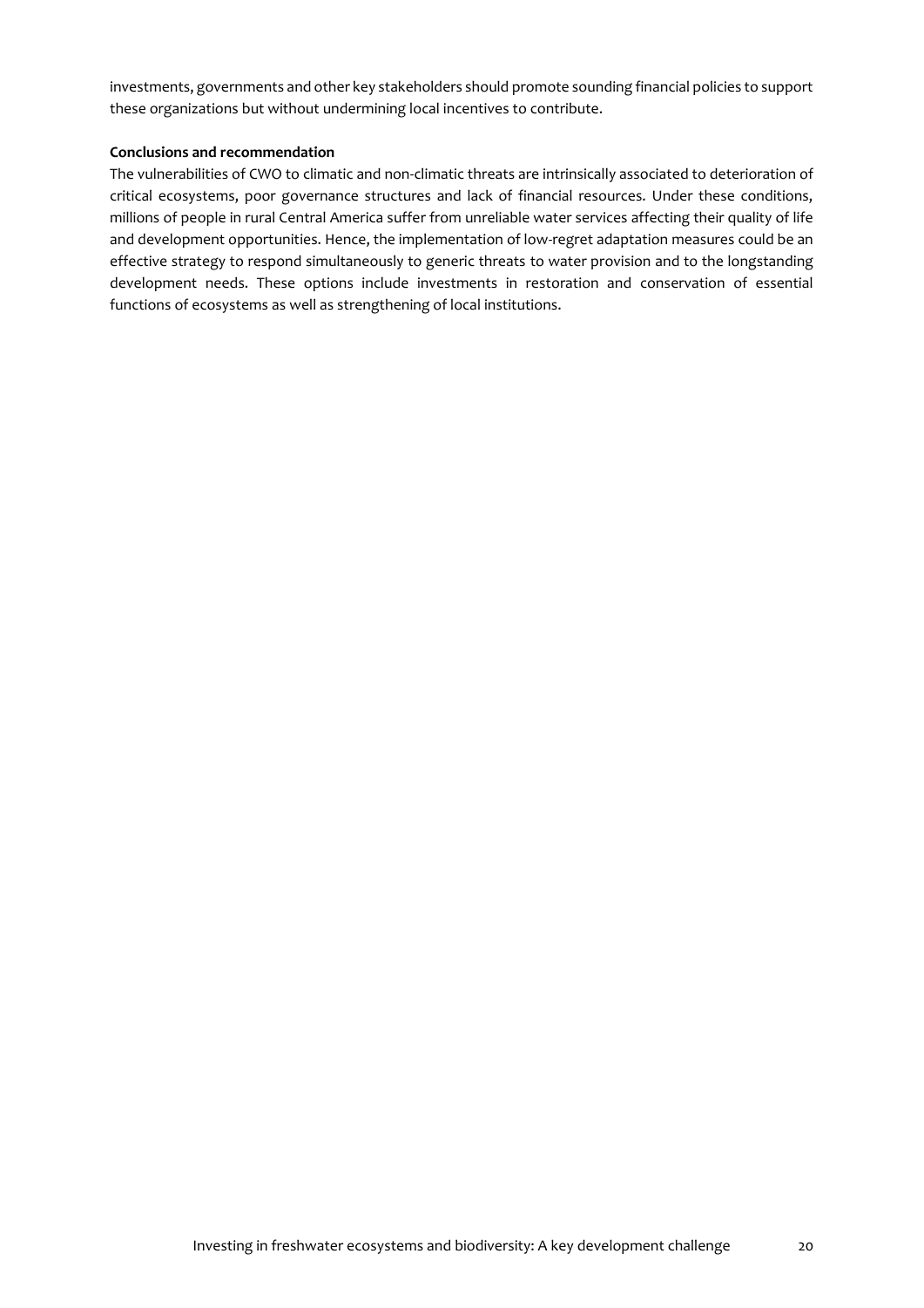investments, governments and other key stakeholders should promote sounding financial policies to support these organizations but without undermining local incentives to contribute.

**Conclusions and recommendation**

The vulnerabilities of CWO to climatic and non-climatic threats are intrinsically associated to deterioration of critical ecosystems, poor governance structures and lack of financial resources. Under these conditions, millions of people in rural Central America suffer from unreliable water services affecting their quality of life and development opportunities. Hence, the implementation of low-regret adaptation measures could be an effective strategy to respond simultaneously to generic threats to water provision and to the longstanding development needs. These options include investments in restoration and conservation of essential functions of ecosystems as well as strengthening of local institutions.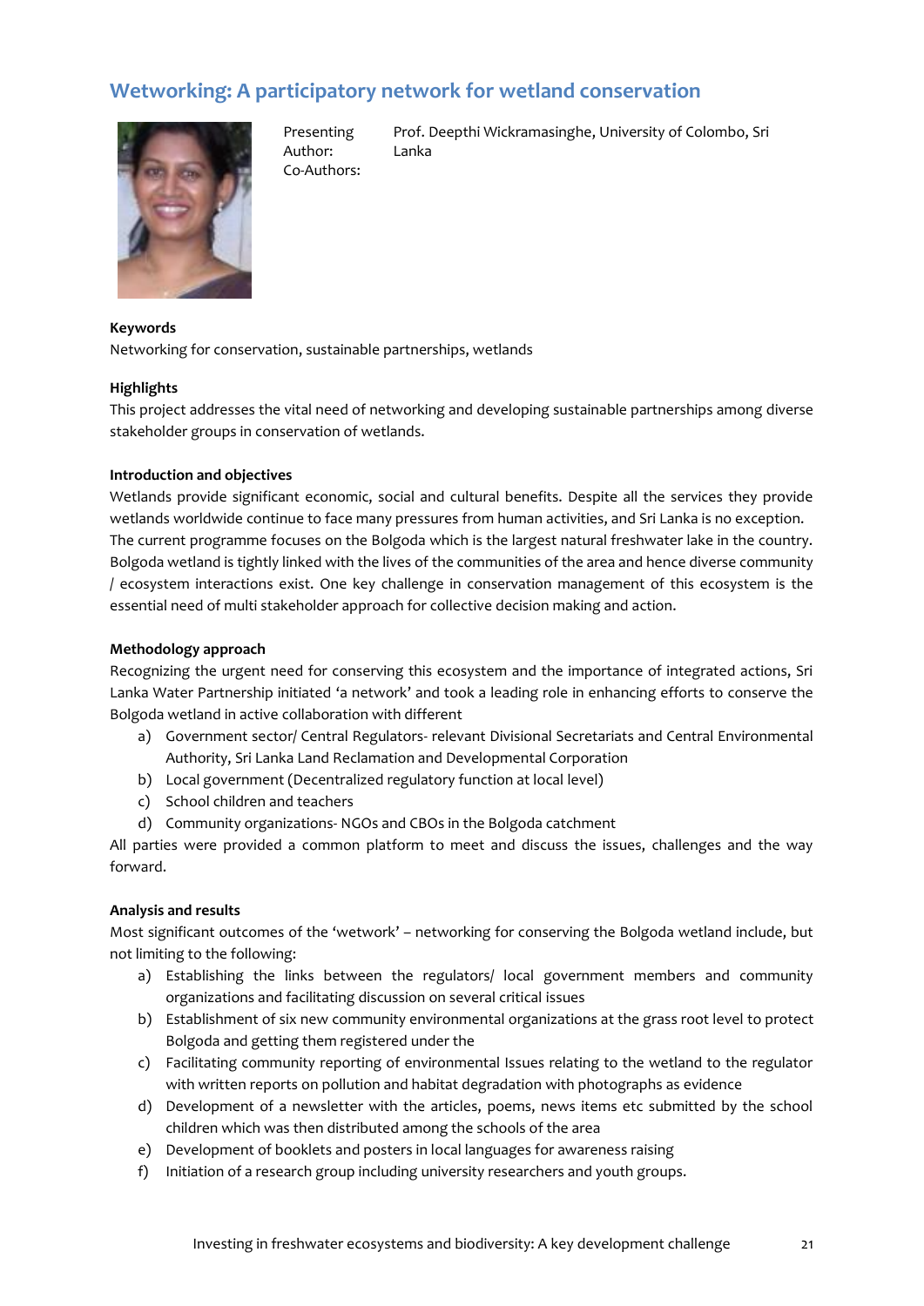## Wetworking: A participatory network for wetland conservation

Presenting Author: Prof. Deepthi Wickramasinghe, University of Colombo, Sri Lanka

Co-Authors:

**Keywords**

Networking for conservation, sustainable partnerships, wetlands

**Highlights**

This project addresses the vital need of networking and developing sustainable partnerships among diverse stakeholder groups in conservation of wetlands.

**Introduction and objectives**

Wetlands provide significant economic, social and cultural benefits. Despite all the services they provide wetlands worldwide continue to face many pressures from human activities, and Sri Lanka is no exception. The current programme focuses on the Bolgoda which is the largest natural freshwater lake in the country. Bolgoda wetland is tightly linked with the lives of the communities of the area and hence diverse community / ecosystem interactions exist. One key challenge in conservation management of this ecosystem is the essential need of multi stakeholder approach for collective decision making and action.

**Methodology approach**

Recognizing the urgent need for conserving this ecosystem and the importance of integrated actions, Sri Lanka Water Partnership initiated 'a network' and took a leading role in enhancing efforts to conserve the Bolgoda wetland in active collaboration with different

a) Government sector/ Central Regulators- relevant Divisional Secretariats and Central Environmental Authority, Sri Lanka Land Reclamation and Developmental Corporation
b) Local government (Decentralized regulatory function at local level)
c) School children and teachers
d) Community organizations- NGOs and CBOs in the Bolgoda catchment

All parties were provided a common platform to meet and discuss the issues, challenges and the way forward.

**Analysis and results**

Most significant outcomes of the 'wetwork' – networking for conserving the Bolgoda wetland include, but not limiting to the following:

a) Establishing the links between the regulators/ local government members and community organizations and facilitating discussion on several critical issues
b) Establishment of six new community environmental organizations at the grass root level to protect Bolgoda and getting them registered under the
c) Facilitating community reporting of environmental Issues relating to the wetland to the regulator with written reports on pollution and habitat degradation with photographs as evidence
d) Development of a newsletter with the articles, poems, news items etc submitted by the school children which was then distributed among the schools of the area
e) Development of booklets and posters in local languages for awareness raising
f) Initiation of a research group including university researchers and youth groups.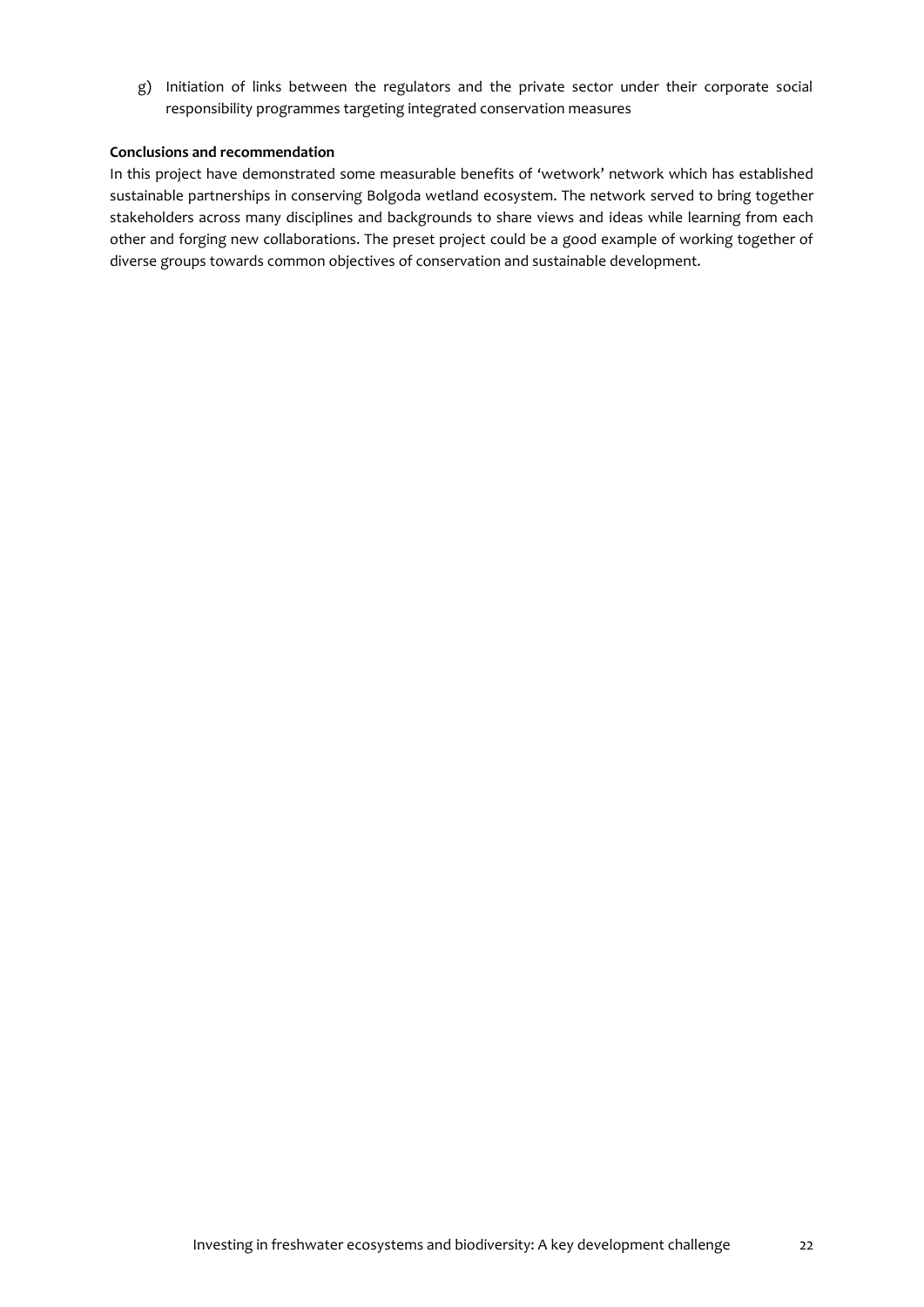g) Initiation of links between the regulators and the private sector under their corporate social responsibility programmes targeting integrated conservation measures

**Conclusions and recommendation**

In this project have demonstrated some measurable benefits of 'wetwork' network which has established sustainable partnerships in conserving Bolgoda wetland ecosystem. The network served to bring together stakeholders across many disciplines and backgrounds to share views and ideas while learning from each other and forging new collaborations. The preset project could be a good example of working together of diverse groups towards common objectives of conservation and sustainable development.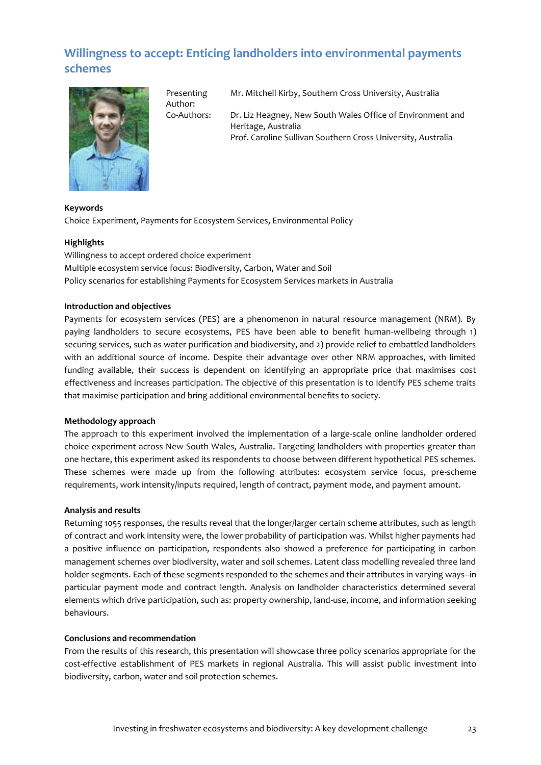# Willingness to accept: Enticing landholders into environmental payments schemes

Presenting Author: Mr. Mitchell Kirby, Southern Cross University, Australia

Co-Authors: Dr. Liz Heagney, New South Wales Office of Environment and Heritage, Australia
Prof. Caroline Sullivan Southern Cross University, Australia

**Keywords**

Choice Experiment, Payments for Ecosystem Services, Environmental Policy

**Highlights**

Willingness to accept ordered choice experiment
Multiple ecosystem service focus: Biodiversity, Carbon, Water and Soil
Policy scenarios for establishing Payments for Ecosystem Services markets in Australia

**Introduction and objectives**

Payments for ecosystem services (PES) are a phenomenon in natural resource management (NRM). By paying landholders to secure ecosystems, PES have been able to benefit human-wellbeing through 1) securing services, such as water purification and biodiversity, and 2) provide relief to embattled landholders with an additional source of income. Despite their advantage over other NRM approaches, with limited funding available, their success is dependent on identifying an appropriate price that maximises cost effectiveness and increases participation. The objective of this presentation is to identify PES scheme traits that maximise participation and bring additional environmental benefits to society.

**Methodology approach**

The approach to this experiment involved the implementation of a large-scale online landholder ordered choice experiment across New South Wales, Australia. Targeting landholders with properties greater than one hectare, this experiment asked its respondents to choose between different hypothetical PES schemes. These schemes were made up from the following attributes: ecosystem service focus, pre-scheme requirements, work intensity/inputs required, length of contract, payment mode, and payment amount.

**Analysis and results**

Returning 1055 responses, the results reveal that the longer/larger certain scheme attributes, such as length of contract and work intensity were, the lower probability of participation was. Whilst higher payments had a positive influence on participation, respondents also showed a preference for participating in carbon management schemes over biodiversity, water and soil schemes. Latent class modelling revealed three land holder segments. Each of these segments responded to the schemes and their attributes in varying ways--in particular payment mode and contract length. Analysis on landholder characteristics determined several elements which drive participation, such as: property ownership, land-use, income, and information seeking behaviours.

**Conclusions and recommendation**

From the results of this research, this presentation will showcase three policy scenarios appropriate for the cost-effective establishment of PES markets in regional Australia. This will assist public investment into biodiversity, carbon, water and soil protection schemes.